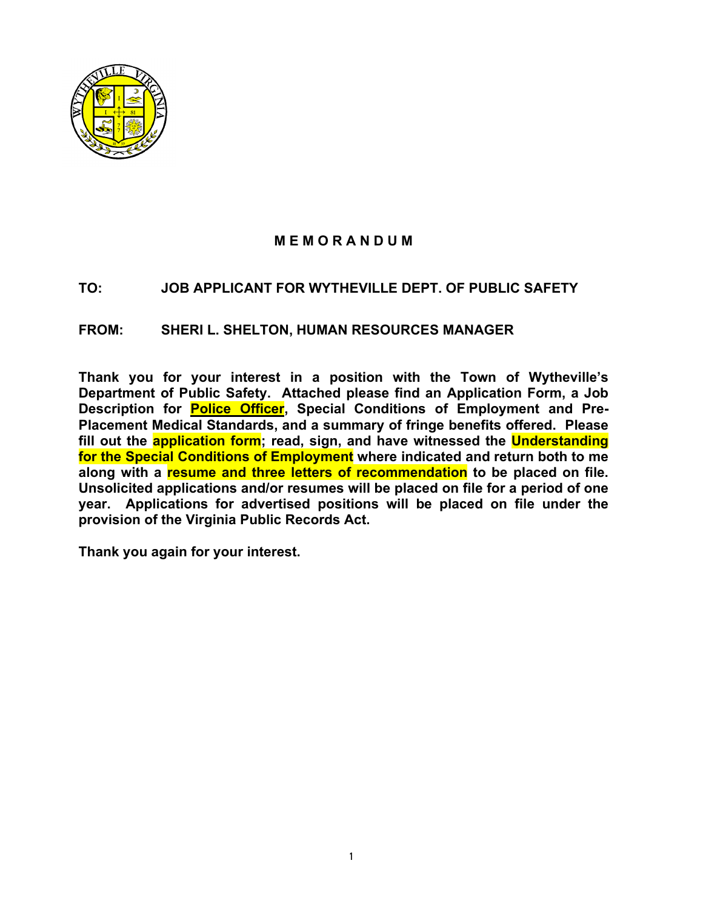# M E M O R A N D U M

**TO:** JOB APPLICANT FOR WYTHEVILLE DEPT. OF PUBLIC SAFETY

**FROM:** SHERI L. SHELTON, HUMAN RESOURCES MANAGER

**Thank you for your interest in a position with the Town of Wytheville's Department of Public Safety. Attached please find an Application Form, a Job Description for Police Officer, Special Conditions of Employment and Pre-Placement Medical Standards, and a summary of fringe benefits offered. Please fill out the application form; read, sign, and have witnessed the Understanding for the Special Conditions of Employment where indicated and return both to me along with a resume and three letters of recommendation to be placed on file. Unsolicited applications and/or resumes will be placed on file for a period of one year. Applications for advertised positions will be placed on file under the provision of the Virginia Public Records Act.**

**Thank you again for your interest.**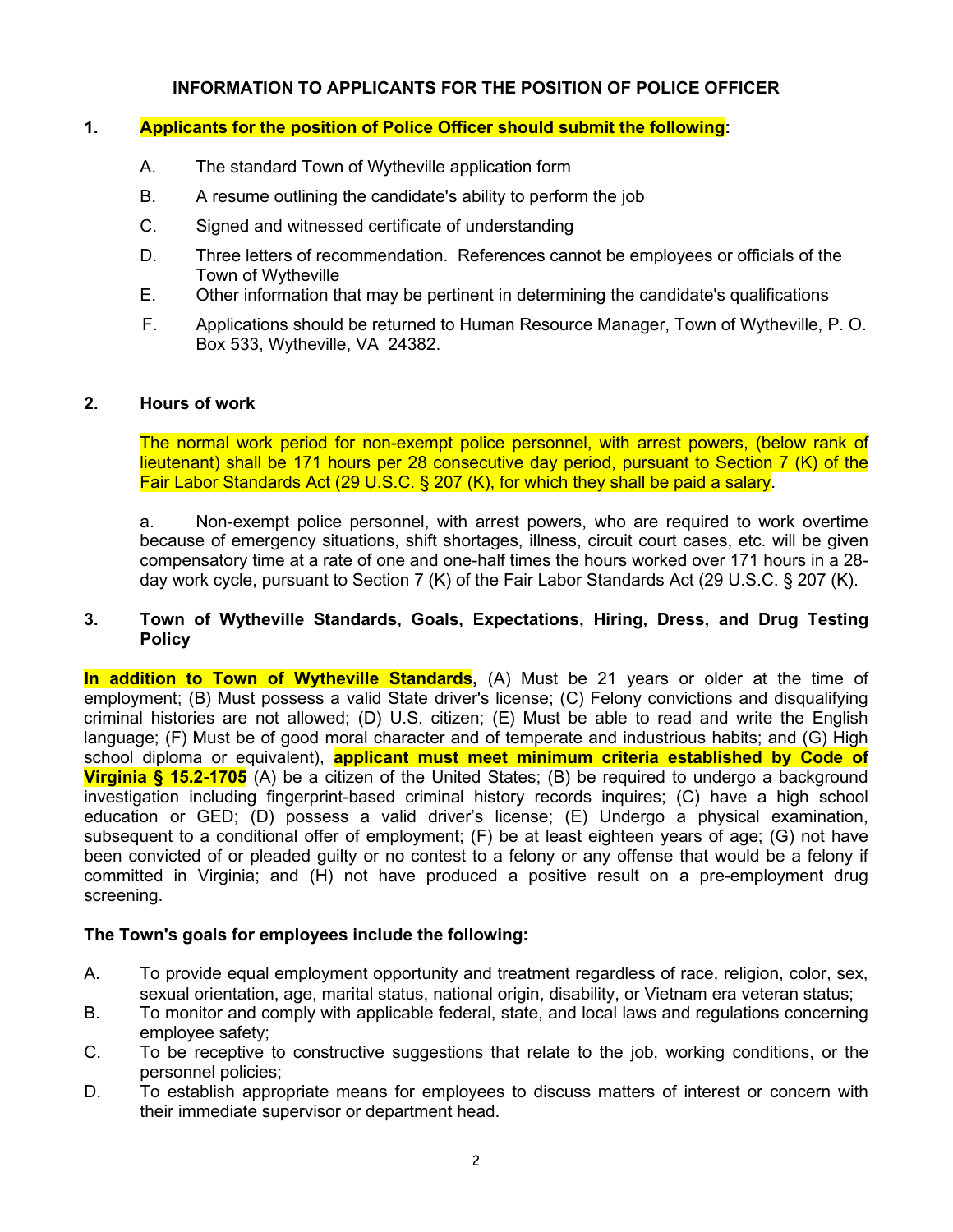**INFORMATION TO APPLICANTS FOR THE POSITION OF POLICE OFFICER**

**1. Applicants for the position of Police Officer should submit the following:**

A. The standard Town of Wytheville application form

B. A resume outlining the candidate's ability to perform the job

C. Signed and witnessed certificate of understanding

D. Three letters of recommendation. References cannot be employees or officials of the Town of Wytheville

E. Other information that may be pertinent in determining the candidate's qualifications

F. Applications should be returned to Human Resource Manager, Town of Wytheville, P. O. Box 533, Wytheville, VA 24382.

**2. Hours of work**

The normal work period for non-exempt police personnel, with arrest powers, (below rank of lieutenant) shall be 171 hours per 28 consecutive day period, pursuant to Section 7 (K) of the Fair Labor Standards Act (29 U.S.C. § 207 (K), for which they shall be paid a salary.

a. Non-exempt police personnel, with arrest powers, who are required to work overtime because of emergency situations, shift shortages, illness, circuit court cases, etc. will be given compensatory time at a rate of one and one-half times the hours worked over 171 hours in a 28-day work cycle, pursuant to Section 7 (K) of the Fair Labor Standards Act (29 U.S.C. § 207 (K).

**3. Town of Wytheville Standards, Goals, Expectations, Hiring, Dress, and Drug Testing Policy**

**In addition to Town of Wytheville Standards,** (A) Must be 21 years or older at the time of employment; (B) Must possess a valid State driver's license; (C) Felony convictions and disqualifying criminal histories are not allowed; (D) U.S. citizen; (E) Must be able to read and write the English language; (F) Must be of good moral character and of temperate and industrious habits; and (G) High school diploma or equivalent), **applicant must meet minimum criteria established by Code of Virginia § 15.2-1705** (A) be a citizen of the United States; (B) be required to undergo a background investigation including fingerprint-based criminal history records inquires; (C) have a high school education or GED; (D) possess a valid driver's license; (E) Undergo a physical examination, subsequent to a conditional offer of employment; (F) be at least eighteen years of age; (G) not have been convicted of or pleaded guilty or no contest to a felony or any offense that would be a felony if committed in Virginia; and (H) not have produced a positive result on a pre-employment drug screening.

**The Town's goals for employees include the following:**

A. To provide equal employment opportunity and treatment regardless of race, religion, color, sex, sexual orientation, age, marital status, national origin, disability, or Vietnam era veteran status;

B. To monitor and comply with applicable federal, state, and local laws and regulations concerning employee safety;

C. To be receptive to constructive suggestions that relate to the job, working conditions, or the personnel policies;

D. To establish appropriate means for employees to discuss matters of interest or concern with their immediate supervisor or department head.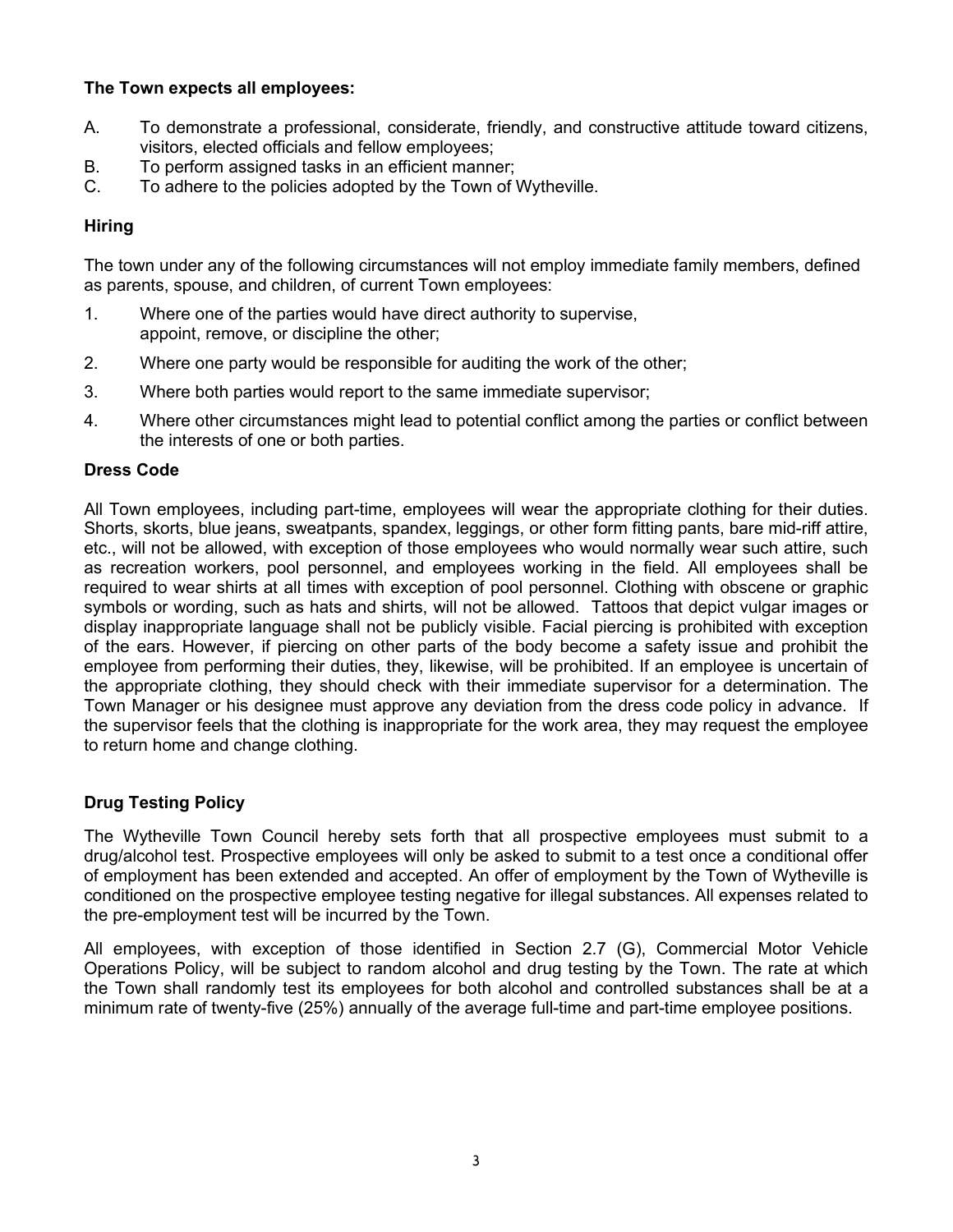**The Town expects all employees:**

A. To demonstrate a professional, considerate, friendly, and constructive attitude toward citizens, visitors, elected officials and fellow employees;
B. To perform assigned tasks in an efficient manner;
C. To adhere to the policies adopted by the Town of Wytheville.

## Hiring

The town under any of the following circumstances will not employ immediate family members, defined as parents, spouse, and children, of current Town employees:

1. Where one of the parties would have direct authority to supervise, appoint, remove, or discipline the other;

2. Where one party would be responsible for auditing the work of the other;

3. Where both parties would report to the same immediate supervisor;

4. Where other circumstances might lead to potential conflict among the parties or conflict between the interests of one or both parties.

## Dress Code

All Town employees, including part-time, employees will wear the appropriate clothing for their duties. Shorts, skorts, blue jeans, sweatpants, spandex, leggings, or other form fitting pants, bare mid-riff attire, etc., will not be allowed, with exception of those employees who would normally wear such attire, such as recreation workers, pool personnel, and employees working in the field. All employees shall be required to wear shirts at all times with exception of pool personnel. Clothing with obscene or graphic symbols or wording, such as hats and shirts, will not be allowed. Tattoos that depict vulgar images or display inappropriate language shall not be publicly visible. Facial piercing is prohibited with exception of the ears. However, if piercing on other parts of the body become a safety issue and prohibit the employee from performing their duties, they, likewise, will be prohibited. If an employee is uncertain of the appropriate clothing, they should check with their immediate supervisor for a determination. The Town Manager or his designee must approve any deviation from the dress code policy in advance. If the supervisor feels that the clothing is inappropriate for the work area, they may request the employee to return home and change clothing.

## Drug Testing Policy

The Wytheville Town Council hereby sets forth that all prospective employees must submit to a drug/alcohol test. Prospective employees will only be asked to submit to a test once a conditional offer of employment has been extended and accepted. An offer of employment by the Town of Wytheville is conditioned on the prospective employee testing negative for illegal substances. All expenses related to the pre-employment test will be incurred by the Town.

All employees, with exception of those identified in Section 2.7 (G), Commercial Motor Vehicle Operations Policy, will be subject to random alcohol and drug testing by the Town. The rate at which the Town shall randomly test its employees for both alcohol and controlled substances shall be at a minimum rate of twenty-five (25%) annually of the average full-time and part-time employee positions.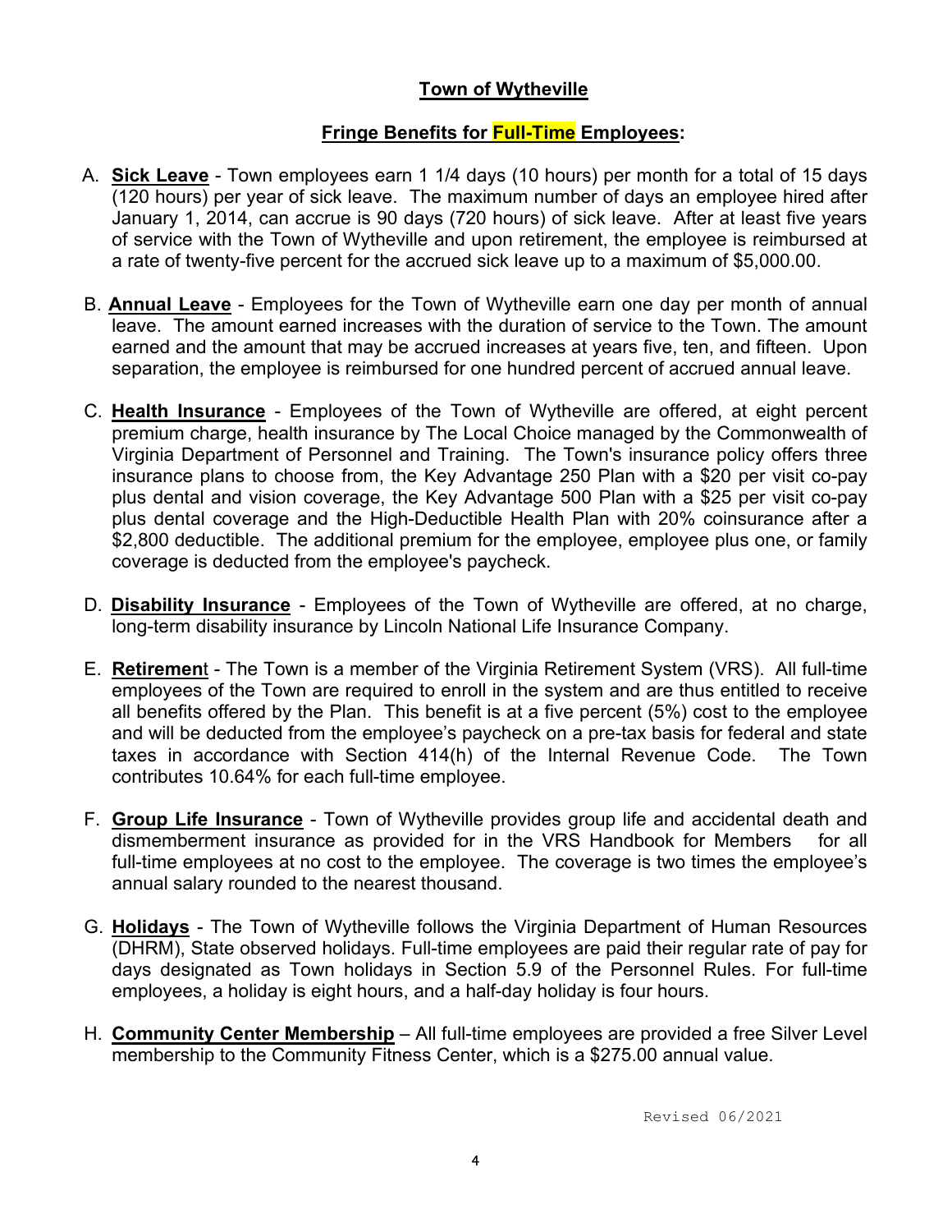# Town of Wytheville

## Fringe Benefits for Full-Time Employees:

A. **Sick Leave** - Town employees earn 1 1/4 days (10 hours) per month for a total of 15 days (120 hours) per year of sick leave. The maximum number of days an employee hired after January 1, 2014, can accrue is 90 days (720 hours) of sick leave. After at least five years of service with the Town of Wytheville and upon retirement, the employee is reimbursed at a rate of twenty-five percent for the accrued sick leave up to a maximum of $5,000.00.

B. **Annual Leave** - Employees for the Town of Wytheville earn one day per month of annual leave. The amount earned increases with the duration of service to the Town. The amount earned and the amount that may be accrued increases at years five, ten, and fifteen. Upon separation, the employee is reimbursed for one hundred percent of accrued annual leave.

C. **Health Insurance** - Employees of the Town of Wytheville are offered, at eight percent premium charge, health insurance by The Local Choice managed by the Commonwealth of Virginia Department of Personnel and Training. The Town's insurance policy offers three insurance plans to choose from, the Key Advantage 250 Plan with a $20 per visit co-pay plus dental and vision coverage, the Key Advantage 500 Plan with a $25 per visit co-pay plus dental coverage and the High-Deductible Health Plan with 20% coinsurance after a $2,800 deductible. The additional premium for the employee, employee plus one, or family coverage is deducted from the employee's paycheck.

D. **Disability Insurance** - Employees of the Town of Wytheville are offered, at no charge, long-term disability insurance by Lincoln National Life Insurance Company.

E. **Retirement** - The Town is a member of the Virginia Retirement System (VRS). All full-time employees of the Town are required to enroll in the system and are thus entitled to receive all benefits offered by the Plan. This benefit is at a five percent (5%) cost to the employee and will be deducted from the employee's paycheck on a pre-tax basis for federal and state taxes in accordance with Section 414(h) of the Internal Revenue Code. The Town contributes 10.64% for each full-time employee.

F. **Group Life Insurance** - Town of Wytheville provides group life and accidental death and dismemberment insurance as provided for in the VRS Handbook for Members for all full-time employees at no cost to the employee. The coverage is two times the employee's annual salary rounded to the nearest thousand.

G. **Holidays** - The Town of Wytheville follows the Virginia Department of Human Resources (DHRM), State observed holidays. Full-time employees are paid their regular rate of pay for days designated as Town holidays in Section 5.9 of the Personnel Rules. For full-time employees, a holiday is eight hours, and a half-day holiday is four hours.

H. **Community Center Membership** – All full-time employees are provided a free Silver Level membership to the Community Fitness Center, which is a $275.00 annual value.

Revised 06/2021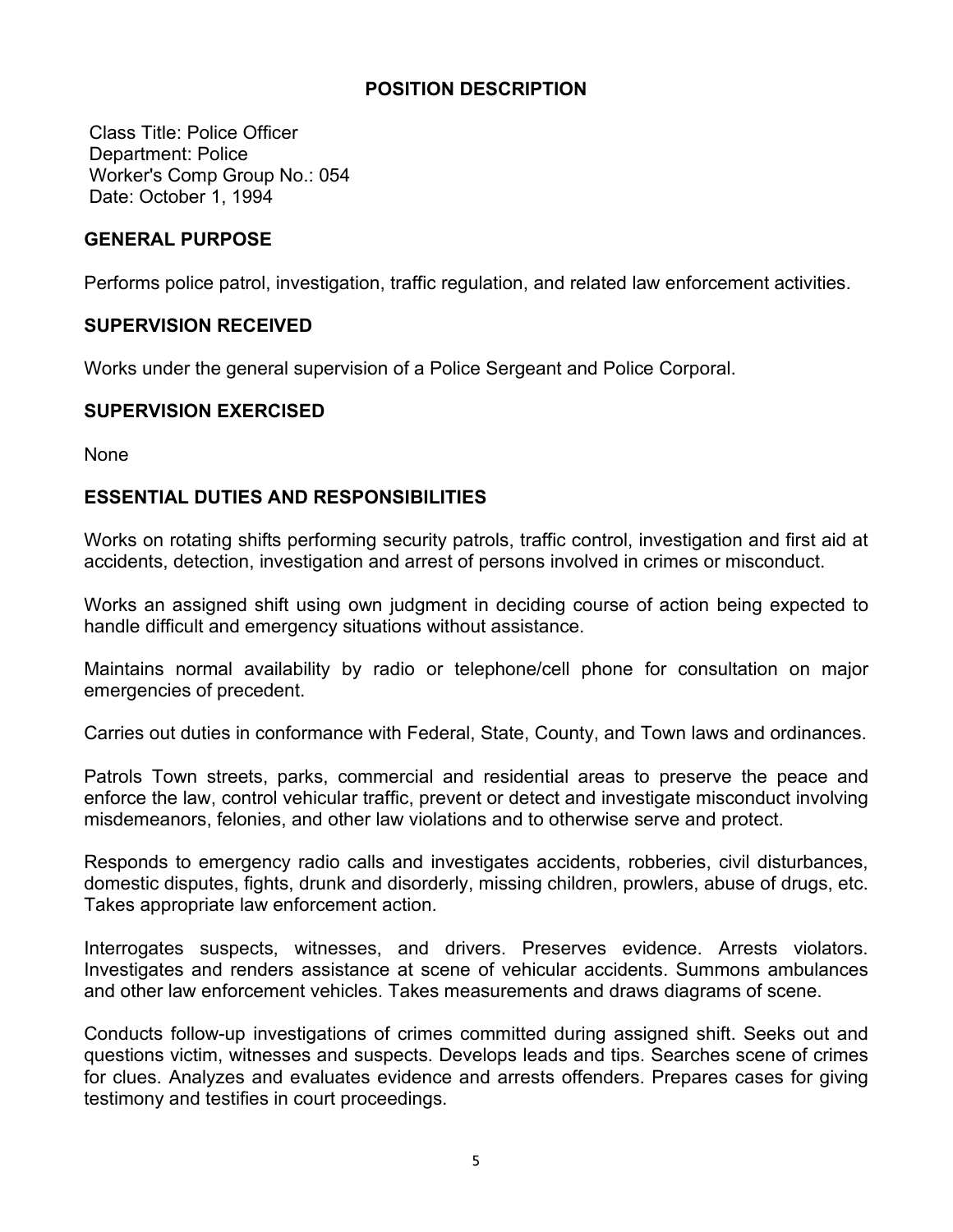## POSITION DESCRIPTION

Class Title: Police Officer
Department: Police
Worker's Comp Group No.: 054
Date: October 1, 1994

### GENERAL PURPOSE

Performs police patrol, investigation, traffic regulation, and related law enforcement activities.

### SUPERVISION RECEIVED

Works under the general supervision of a Police Sergeant and Police Corporal.

### SUPERVISION EXERCISED

None

### ESSENTIAL DUTIES AND RESPONSIBILITIES

Works on rotating shifts performing security patrols, traffic control, investigation and first aid at accidents, detection, investigation and arrest of persons involved in crimes or misconduct.

Works an assigned shift using own judgment in deciding course of action being expected to handle difficult and emergency situations without assistance.

Maintains normal availability by radio or telephone/cell phone for consultation on major emergencies of precedent.

Carries out duties in conformance with Federal, State, County, and Town laws and ordinances.

Patrols Town streets, parks, commercial and residential areas to preserve the peace and enforce the law, control vehicular traffic, prevent or detect and investigate misconduct involving misdemeanors, felonies, and other law violations and to otherwise serve and protect.

Responds to emergency radio calls and investigates accidents, robberies, civil disturbances, domestic disputes, fights, drunk and disorderly, missing children, prowlers, abuse of drugs, etc. Takes appropriate law enforcement action.

Interrogates suspects, witnesses, and drivers. Preserves evidence. Arrests violators. Investigates and renders assistance at scene of vehicular accidents. Summons ambulances and other law enforcement vehicles. Takes measurements and draws diagrams of scene.

Conducts follow-up investigations of crimes committed during assigned shift. Seeks out and questions victim, witnesses and suspects. Develops leads and tips. Searches scene of crimes for clues. Analyzes and evaluates evidence and arrests offenders. Prepares cases for giving testimony and testifies in court proceedings.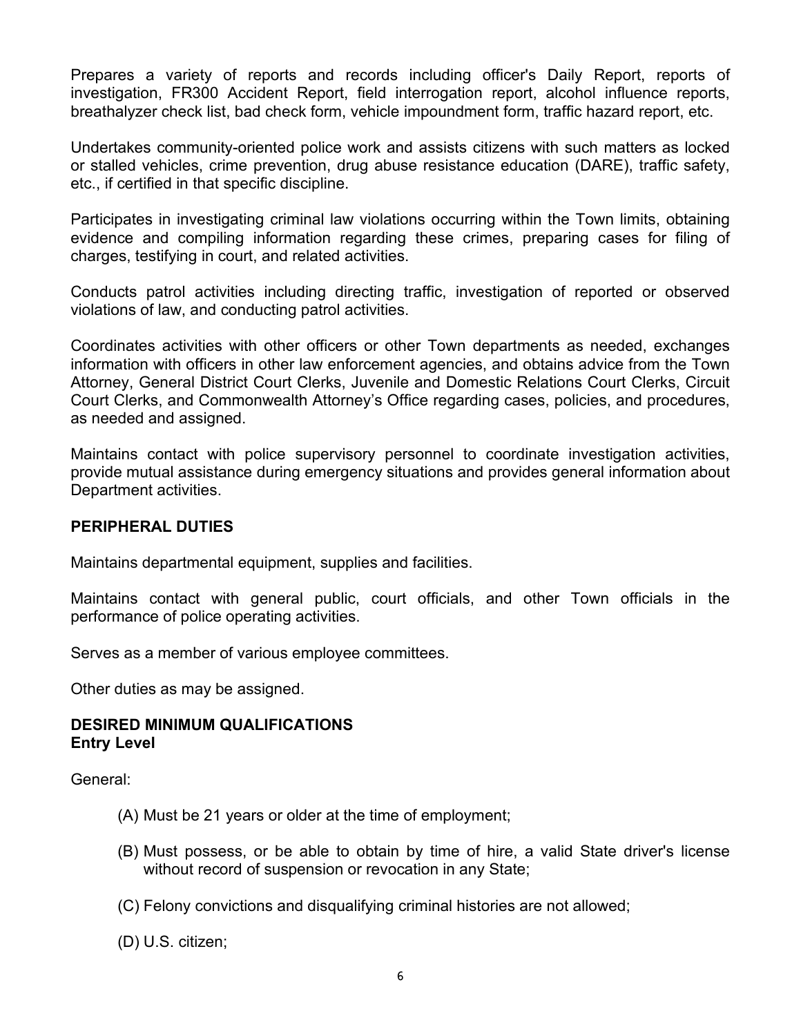Prepares a variety of reports and records including officer's Daily Report, reports of investigation, FR300 Accident Report, field interrogation report, alcohol influence reports, breathalyzer check list, bad check form, vehicle impoundment form, traffic hazard report, etc.

Undertakes community-oriented police work and assists citizens with such matters as locked or stalled vehicles, crime prevention, drug abuse resistance education (DARE), traffic safety, etc., if certified in that specific discipline.

Participates in investigating criminal law violations occurring within the Town limits, obtaining evidence and compiling information regarding these crimes, preparing cases for filing of charges, testifying in court, and related activities.

Conducts patrol activities including directing traffic, investigation of reported or observed violations of law, and conducting patrol activities.

Coordinates activities with other officers or other Town departments as needed, exchanges information with officers in other law enforcement agencies, and obtains advice from the Town Attorney, General District Court Clerks, Juvenile and Domestic Relations Court Clerks, Circuit Court Clerks, and Commonwealth Attorney's Office regarding cases, policies, and procedures, as needed and assigned.

Maintains contact with police supervisory personnel to coordinate investigation activities, provide mutual assistance during emergency situations and provides general information about Department activities.

**PERIPHERAL DUTIES**

Maintains departmental equipment, supplies and facilities.

Maintains contact with general public, court officials, and other Town officials in the performance of police operating activities.

Serves as a member of various employee committees.

Other duties as may be assigned.

**DESIRED MINIMUM QUALIFICATIONS**
**Entry Level**

General:

(A) Must be 21 years or older at the time of employment;

(B) Must possess, or be able to obtain by time of hire, a valid State driver's license without record of suspension or revocation in any State;

(C) Felony convictions and disqualifying criminal histories are not allowed;

(D) U.S. citizen;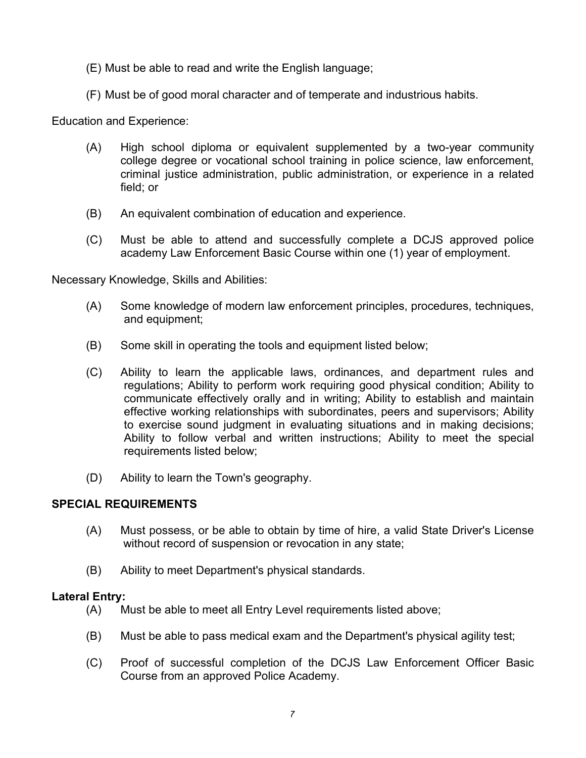(E) Must be able to read and write the English language;

(F) Must be of good moral character and of temperate and industrious habits.

Education and Experience:

(A) High school diploma or equivalent supplemented by a two-year community college degree or vocational school training in police science, law enforcement, criminal justice administration, public administration, or experience in a related field; or

(B) An equivalent combination of education and experience.

(C) Must be able to attend and successfully complete a DCJS approved police academy Law Enforcement Basic Course within one (1) year of employment.

Necessary Knowledge, Skills and Abilities:

(A) Some knowledge of modern law enforcement principles, procedures, techniques, and equipment;

(B) Some skill in operating the tools and equipment listed below;

(C) Ability to learn the applicable laws, ordinances, and department rules and regulations; Ability to perform work requiring good physical condition; Ability to communicate effectively orally and in writing; Ability to establish and maintain effective working relationships with subordinates, peers and supervisors; Ability to exercise sound judgment in evaluating situations and in making decisions; Ability to follow verbal and written instructions; Ability to meet the special requirements listed below;

(D) Ability to learn the Town's geography.

**SPECIAL REQUIREMENTS**

(A) Must possess, or be able to obtain by time of hire, a valid State Driver's License without record of suspension or revocation in any state;

(B) Ability to meet Department's physical standards.

**Lateral Entry:**

(A) Must be able to meet all Entry Level requirements listed above;

(B) Must be able to pass medical exam and the Department's physical agility test;

(C) Proof of successful completion of the DCJS Law Enforcement Officer Basic Course from an approved Police Academy.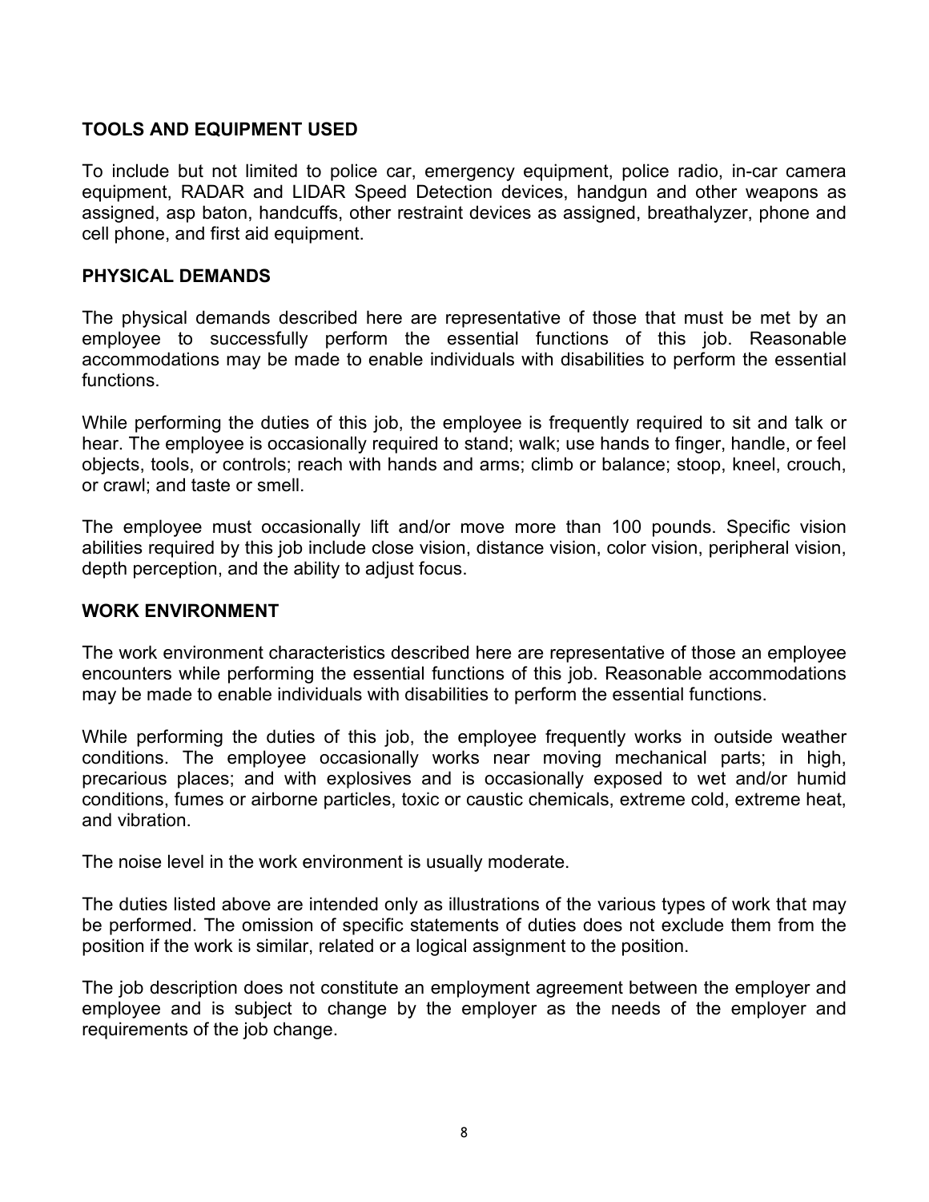## TOOLS AND EQUIPMENT USED

To include but not limited to police car, emergency equipment, police radio, in-car camera equipment, RADAR and LIDAR Speed Detection devices, handgun and other weapons as assigned, asp baton, handcuffs, other restraint devices as assigned, breathalyzer, phone and cell phone, and first aid equipment.

## PHYSICAL DEMANDS

The physical demands described here are representative of those that must be met by an employee to successfully perform the essential functions of this job. Reasonable accommodations may be made to enable individuals with disabilities to perform the essential functions.

While performing the duties of this job, the employee is frequently required to sit and talk or hear. The employee is occasionally required to stand; walk; use hands to finger, handle, or feel objects, tools, or controls; reach with hands and arms; climb or balance; stoop, kneel, crouch, or crawl; and taste or smell.

The employee must occasionally lift and/or move more than 100 pounds. Specific vision abilities required by this job include close vision, distance vision, color vision, peripheral vision, depth perception, and the ability to adjust focus.

## WORK ENVIRONMENT

The work environment characteristics described here are representative of those an employee encounters while performing the essential functions of this job. Reasonable accommodations may be made to enable individuals with disabilities to perform the essential functions.

While performing the duties of this job, the employee frequently works in outside weather conditions. The employee occasionally works near moving mechanical parts; in high, precarious places; and with explosives and is occasionally exposed to wet and/or humid conditions, fumes or airborne particles, toxic or caustic chemicals, extreme cold, extreme heat, and vibration.

The noise level in the work environment is usually moderate.

The duties listed above are intended only as illustrations of the various types of work that may be performed. The omission of specific statements of duties does not exclude them from the position if the work is similar, related or a logical assignment to the position.

The job description does not constitute an employment agreement between the employer and employee and is subject to change by the employer as the needs of the employer and requirements of the job change.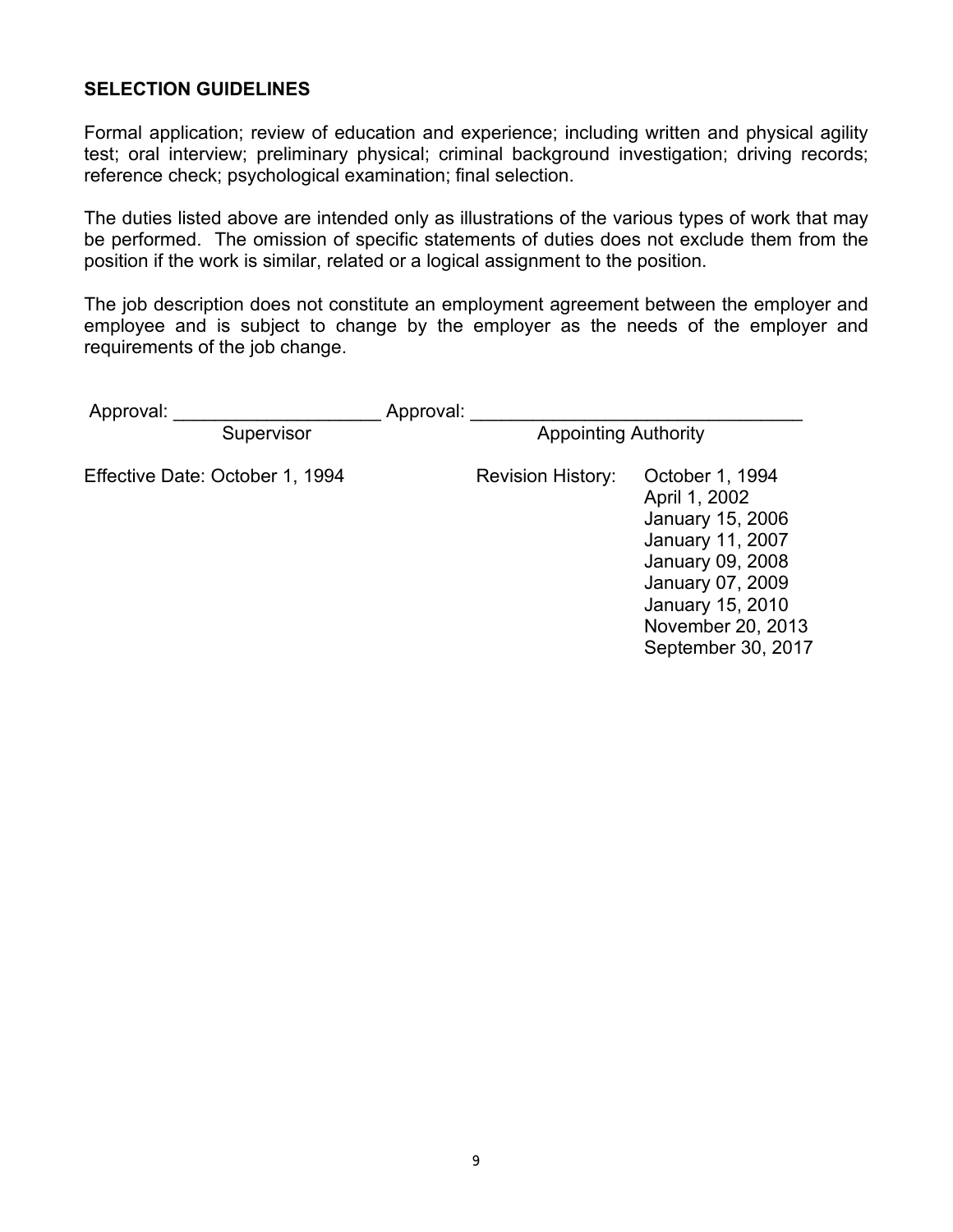**SELECTION GUIDELINES**

Formal application; review of education and experience; including written and physical agility test; oral interview; preliminary physical; criminal background investigation; driving records; reference check; psychological examination; final selection.

The duties listed above are intended only as illustrations of the various types of work that may be performed. The omission of specific statements of duties does not exclude them from the position if the work is similar, related or a logical assignment to the position.

The job description does not constitute an employment agreement between the employer and employee and is subject to change by the employer as the needs of the employer and requirements of the job change.

Approval: ____________________ Approval: ________________________________
Supervisor Appointing Authority

Effective Date: October 1, 1994

Revision History:
October 1, 1994
April 1, 2002
January 15, 2006
January 11, 2007
January 09, 2008
January 07, 2009
January 15, 2010
November 20, 2013
September 30, 2017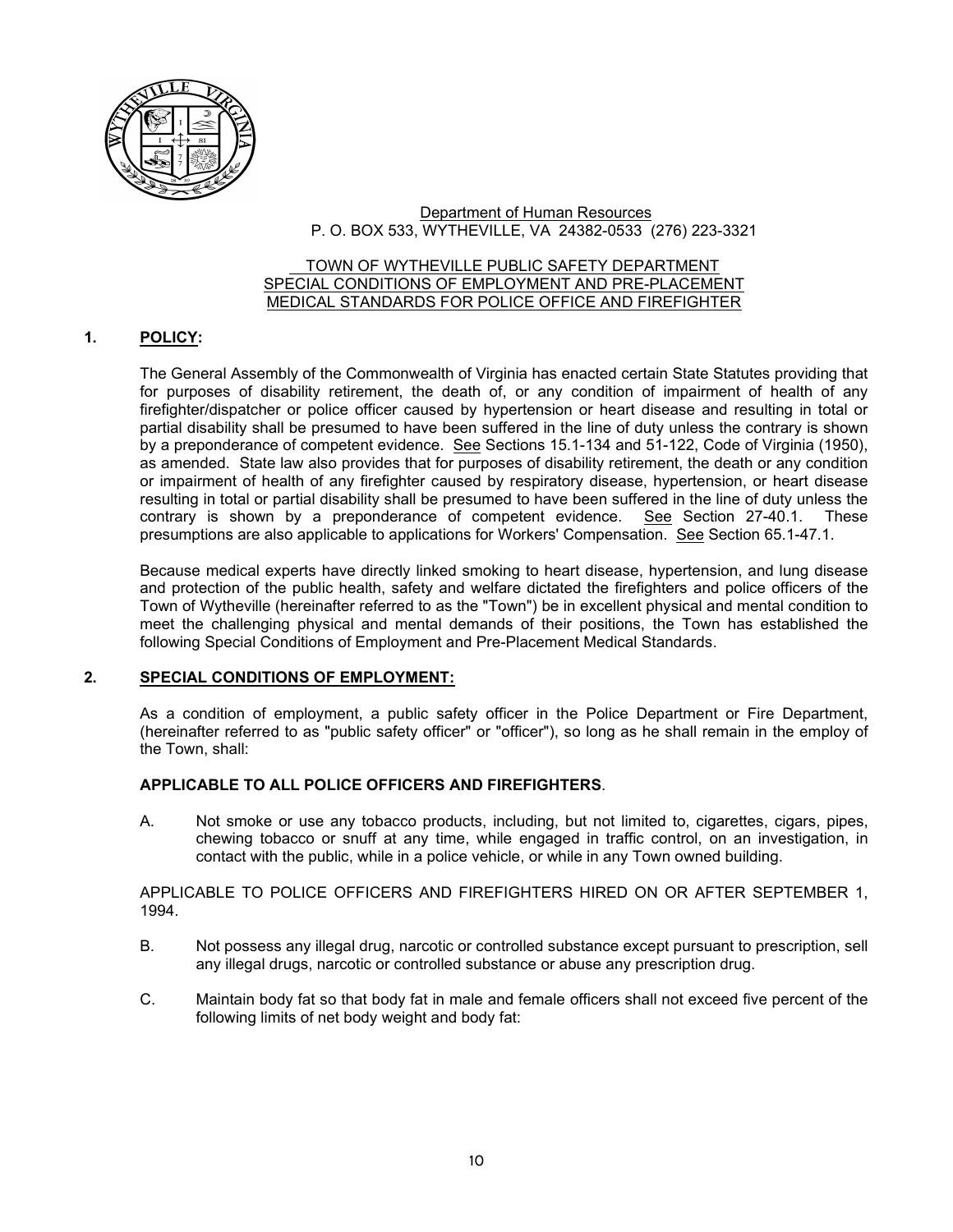Department of Human Resources
P. O. BOX 533, WYTHEVILLE, VA 24382-0533 (276) 223-3321

TOWN OF WYTHEVILLE PUBLIC SAFETY DEPARTMENT
SPECIAL CONDITIONS OF EMPLOYMENT AND PRE-PLACEMENT
MEDICAL STANDARDS FOR POLICE OFFICE AND FIREFIGHTER

## 1. POLICY:

The General Assembly of the Commonwealth of Virginia has enacted certain State Statutes providing that for purposes of disability retirement, the death of, or any condition of impairment of health of any firefighter/dispatcher or police officer caused by hypertension or heart disease and resulting in total or partial disability shall be presumed to have been suffered in the line of duty unless the contrary is shown by a preponderance of competent evidence. See Sections 15.1-134 and 51-122, Code of Virginia (1950), as amended. State law also provides that for purposes of disability retirement, the death or any condition or impairment of health of any firefighter caused by respiratory disease, hypertension, or heart disease resulting in total or partial disability shall be presumed to have been suffered in the line of duty unless the contrary is shown by a preponderance of competent evidence. See Section 27-40.1. These presumptions are also applicable to applications for Workers' Compensation. See Section 65.1-47.1.

Because medical experts have directly linked smoking to heart disease, hypertension, and lung disease and protection of the public health, safety and welfare dictated the firefighters and police officers of the Town of Wytheville (hereinafter referred to as the "Town") be in excellent physical and mental condition to meet the challenging physical and mental demands of their positions, the Town has established the following Special Conditions of Employment and Pre-Placement Medical Standards.

## 2. SPECIAL CONDITIONS OF EMPLOYMENT:

As a condition of employment, a public safety officer in the Police Department or Fire Department, (hereinafter referred to as "public safety officer" or "officer"), so long as he shall remain in the employ of the Town, shall:

**APPLICABLE TO ALL POLICE OFFICERS AND FIREFIGHTERS**.

A. Not smoke or use any tobacco products, including, but not limited to, cigarettes, cigars, pipes, chewing tobacco or snuff at any time, while engaged in traffic control, on an investigation, in contact with the public, while in a police vehicle, or while in any Town owned building.

APPLICABLE TO POLICE OFFICERS AND FIREFIGHTERS HIRED ON OR AFTER SEPTEMBER 1, 1994.

B. Not possess any illegal drug, narcotic or controlled substance except pursuant to prescription, sell any illegal drugs, narcotic or controlled substance or abuse any prescription drug.

C. Maintain body fat so that body fat in male and female officers shall not exceed five percent of the following limits of net body weight and body fat: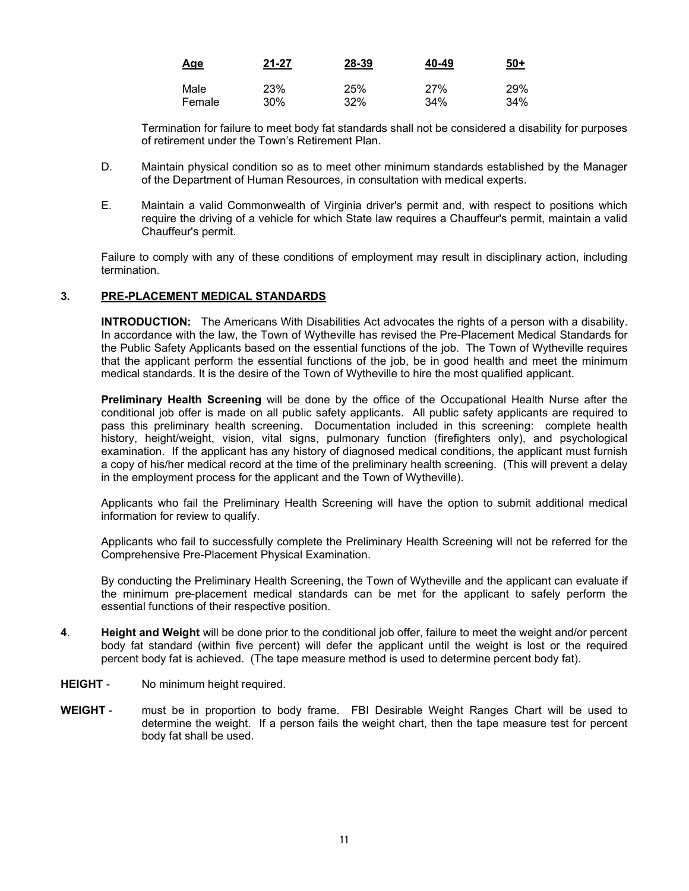| Age | 21-27 | 28-39 | 40-49 | 50+ |
| --- | --- | --- | --- | --- |
| Male | 23% | 25% | 27% | 29% |
| Female | 30% | 32% | 34% | 34% |

Termination for failure to meet body fat standards shall not be considered a disability for purposes of retirement under the Town's Retirement Plan.

D. Maintain physical condition so as to meet other minimum standards established by the Manager of the Department of Human Resources, in consultation with medical experts.

E. Maintain a valid Commonwealth of Virginia driver's permit and, with respect to positions which require the driving of a vehicle for which State law requires a Chauffeur's permit, maintain a valid Chauffeur's permit.

Failure to comply with any of these conditions of employment may result in disciplinary action, including termination.

## 3. PRE-PLACEMENT MEDICAL STANDARDS

**INTRODUCTION:** The Americans With Disabilities Act advocates the rights of a person with a disability. In accordance with the law, the Town of Wytheville has revised the Pre-Placement Medical Standards for the Public Safety Applicants based on the essential functions of the job. The Town of Wytheville requires that the applicant perform the essential functions of the job, be in good health and meet the minimum medical standards. It is the desire of the Town of Wytheville to hire the most qualified applicant.

**Preliminary Health Screening** will be done by the office of the Occupational Health Nurse after the conditional job offer is made on all public safety applicants. All public safety applicants are required to pass this preliminary health screening. Documentation included in this screening: complete health history, height/weight, vision, vital signs, pulmonary function (firefighters only), and psychological examination. If the applicant has any history of diagnosed medical conditions, the applicant must furnish a copy of his/her medical record at the time of the preliminary health screening. (This will prevent a delay in the employment process for the applicant and the Town of Wytheville).

Applicants who fail the Preliminary Health Screening will have the option to submit additional medical information for review to qualify.

Applicants who fail to successfully complete the Preliminary Health Screening will not be referred for the Comprehensive Pre-Placement Physical Examination.

By conducting the Preliminary Health Screening, the Town of Wytheville and the applicant can evaluate if the minimum pre-placement medical standards can be met for the applicant to safely perform the essential functions of their respective position.

**4**. **Height and Weight** will be done prior to the conditional job offer, failure to meet the weight and/or percent body fat standard (within five percent) will defer the applicant until the weight is lost or the required percent body fat is achieved. (The tape measure method is used to determine percent body fat).

**HEIGHT** - No minimum height required.

**WEIGHT** - must be in proportion to body frame. FBI Desirable Weight Ranges Chart will be used to determine the weight. If a person fails the weight chart, then the tape measure test for percent body fat shall be used.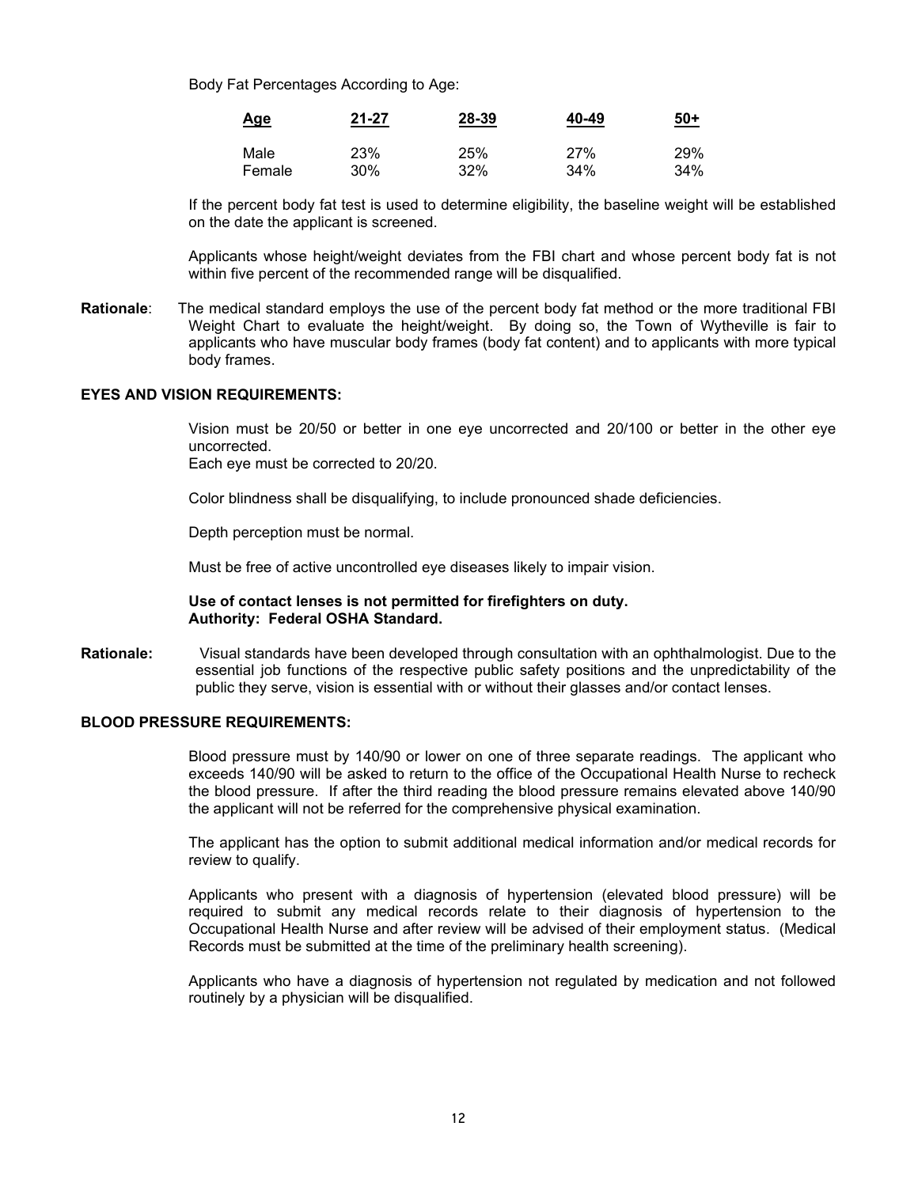Body Fat Percentages According to Age:

| Age | 21-27 | 28-39 | 40-49 | 50+ |
|---|---|---|---|---|
| Male | 23% | 25% | 27% | 29% |
| Female | 30% | 32% | 34% | 34% |

If the percent body fat test is used to determine eligibility, the baseline weight will be established on the date the applicant is screened.

Applicants whose height/weight deviates from the FBI chart and whose percent body fat is not within five percent of the recommended range will be disqualified.

**Rationale**: The medical standard employs the use of the percent body fat method or the more traditional FBI Weight Chart to evaluate the height/weight. By doing so, the Town of Wytheville is fair to applicants who have muscular body frames (body fat content) and to applicants with more typical body frames.

**EYES AND VISION REQUIREMENTS:**

Vision must be 20/50 or better in one eye uncorrected and 20/100 or better in the other eye uncorrected.
Each eye must be corrected to 20/20.

Color blindness shall be disqualifying, to include pronounced shade deficiencies.

Depth perception must be normal.

Must be free of active uncontrolled eye diseases likely to impair vision.

**Use of contact lenses is not permitted for firefighters on duty.**
**Authority: Federal OSHA Standard.**

**Rationale:** Visual standards have been developed through consultation with an ophthalmologist. Due to the essential job functions of the respective public safety positions and the unpredictability of the public they serve, vision is essential with or without their glasses and/or contact lenses.

**BLOOD PRESSURE REQUIREMENTS:**

Blood pressure must by 140/90 or lower on one of three separate readings. The applicant who exceeds 140/90 will be asked to return to the office of the Occupational Health Nurse to recheck the blood pressure. If after the third reading the blood pressure remains elevated above 140/90 the applicant will not be referred for the comprehensive physical examination.

The applicant has the option to submit additional medical information and/or medical records for review to qualify.

Applicants who present with a diagnosis of hypertension (elevated blood pressure) will be required to submit any medical records relate to their diagnosis of hypertension to the Occupational Health Nurse and after review will be advised of their employment status. (Medical Records must be submitted at the time of the preliminary health screening).

Applicants who have a diagnosis of hypertension not regulated by medication and not followed routinely by a physician will be disqualified.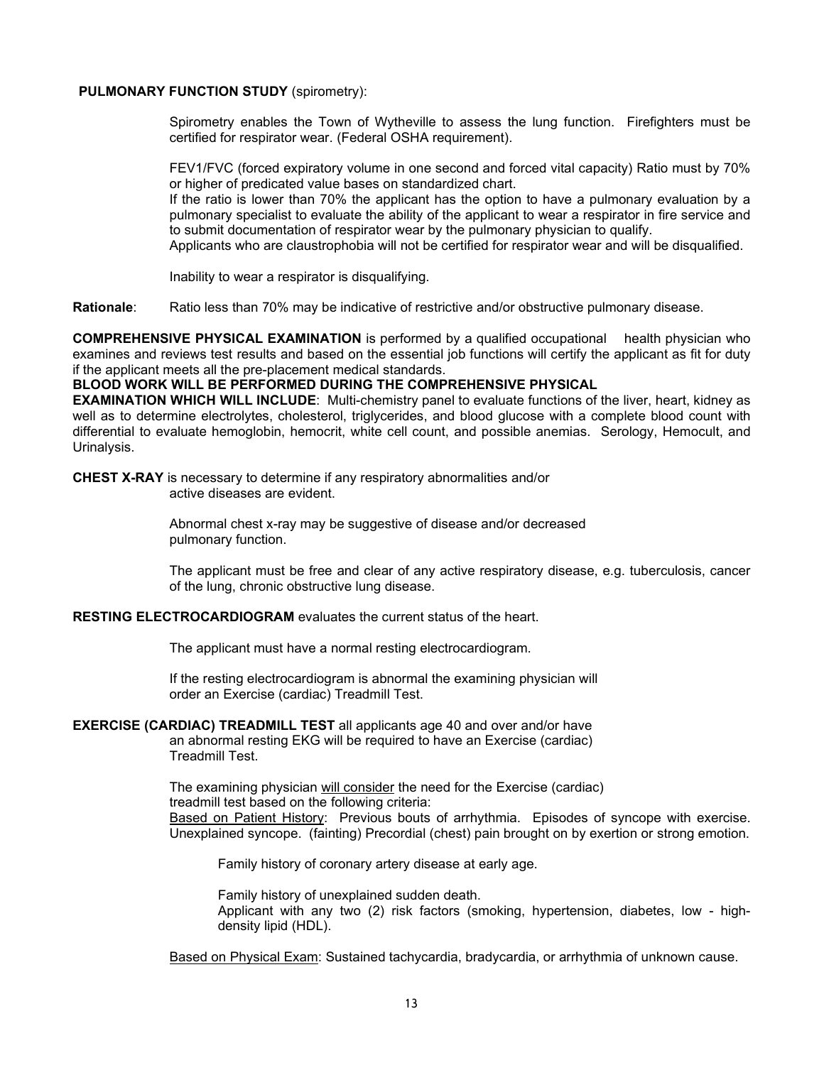**PULMONARY FUNCTION STUDY** (spirometry):

Spirometry enables the Town of Wytheville to assess the lung function. Firefighters must be certified for respirator wear. (Federal OSHA requirement).

FEV1/FVC (forced expiratory volume in one second and forced vital capacity) Ratio must by 70% or higher of predicated value bases on standardized chart.
If the ratio is lower than 70% the applicant has the option to have a pulmonary evaluation by a pulmonary specialist to evaluate the ability of the applicant to wear a respirator in fire service and to submit documentation of respirator wear by the pulmonary physician to qualify.
Applicants who are claustrophobia will not be certified for respirator wear and will be disqualified.

Inability to wear a respirator is disqualifying.

**Rationale**: Ratio less than 70% may be indicative of restrictive and/or obstructive pulmonary disease.

**COMPREHENSIVE PHYSICAL EXAMINATION** is performed by a qualified occupational health physician who examines and reviews test results and based on the essential job functions will certify the applicant as fit for duty if the applicant meets all the pre-placement medical standards.

**BLOOD WORK WILL BE PERFORMED DURING THE COMPREHENSIVE PHYSICAL EXAMINATION WHICH WILL INCLUDE**: Multi-chemistry panel to evaluate functions of the liver, heart, kidney as well as to determine electrolytes, cholesterol, triglycerides, and blood glucose with a complete blood count with differential to evaluate hemoglobin, hemocrit, white cell count, and possible anemias. Serology, Hemocult, and Urinalysis.

**CHEST X-RAY** is necessary to determine if any respiratory abnormalities and/or active diseases are evident.

Abnormal chest x-ray may be suggestive of disease and/or decreased pulmonary function.

The applicant must be free and clear of any active respiratory disease, e.g. tuberculosis, cancer of the lung, chronic obstructive lung disease.

**RESTING ELECTROCARDIOGRAM** evaluates the current status of the heart.

The applicant must have a normal resting electrocardiogram.

If the resting electrocardiogram is abnormal the examining physician will order an Exercise (cardiac) Treadmill Test.

**EXERCISE (CARDIAC) TREADMILL TEST** all applicants age 40 and over and/or have an abnormal resting EKG will be required to have an Exercise (cardiac) Treadmill Test.

The examining physician <u>will consider</u> the need for the Exercise (cardiac) treadmill test based on the following criteria:
<u>Based on Patient History</u>: Previous bouts of arrhythmia. Episodes of syncope with exercise. Unexplained syncope. (fainting) Precordial (chest) pain brought on by exertion or strong emotion.

Family history of coronary artery disease at early age.

Family history of unexplained sudden death.
Applicant with any two (2) risk factors (smoking, hypertension, diabetes, low - high-density lipid (HDL).

<u>Based on Physical Exam</u>: Sustained tachycardia, bradycardia, or arrhythmia of unknown cause.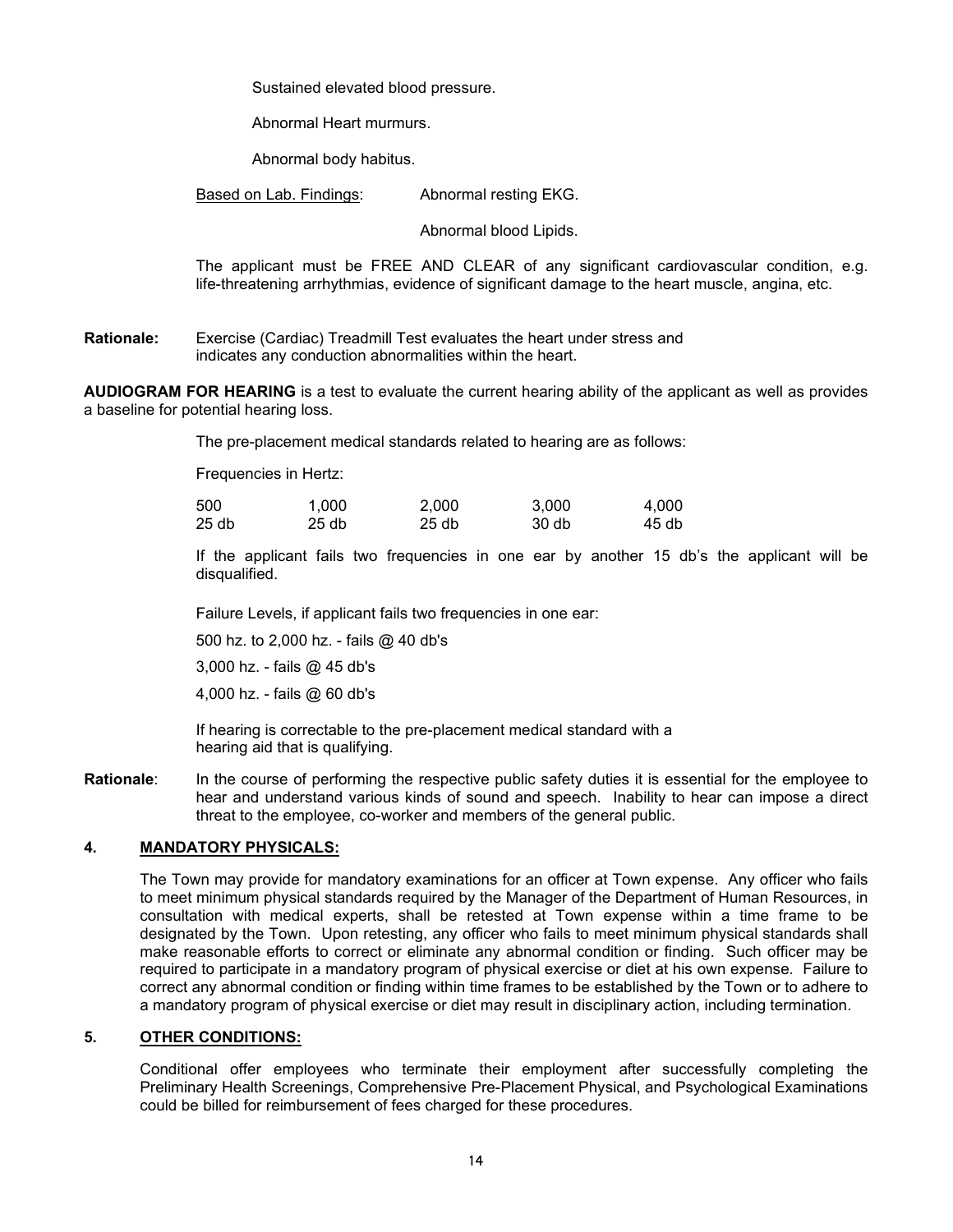Sustained elevated blood pressure.

Abnormal Heart murmurs.

Abnormal body habitus.

Based on Lab. Findings: Abnormal resting EKG.

Abnormal blood Lipids.

The applicant must be FREE AND CLEAR of any significant cardiovascular condition, e.g. life-threatening arrhythmias, evidence of significant damage to the heart muscle, angina, etc.

**Rationale:** Exercise (Cardiac) Treadmill Test evaluates the heart under stress and indicates any conduction abnormalities within the heart.

**AUDIOGRAM FOR HEARING** is a test to evaluate the current hearing ability of the applicant as well as provides a baseline for potential hearing loss.

The pre-placement medical standards related to hearing are as follows:

Frequencies in Hertz:

| 500 | 1,000 | 2,000 | 3,000 | 4,000 |
|---|---|---|---|---|
| 25 db | 25 db | 25 db | 30 db | 45 db |

If the applicant fails two frequencies in one ear by another 15 db's the applicant will be disqualified.

Failure Levels, if applicant fails two frequencies in one ear:

500 hz. to 2,000 hz. - fails @ 40 db's

3,000 hz. - fails @ 45 db's

4,000 hz. - fails @ 60 db's

If hearing is correctable to the pre-placement medical standard with a hearing aid that is qualifying.

**Rationale**: In the course of performing the respective public safety duties it is essential for the employee to hear and understand various kinds of sound and speech. Inability to hear can impose a direct threat to the employee, co-worker and members of the general public.

## 4. MANDATORY PHYSICALS:

The Town may provide for mandatory examinations for an officer at Town expense. Any officer who fails to meet minimum physical standards required by the Manager of the Department of Human Resources, in consultation with medical experts, shall be retested at Town expense within a time frame to be designated by the Town. Upon retesting, any officer who fails to meet minimum physical standards shall make reasonable efforts to correct or eliminate any abnormal condition or finding. Such officer may be required to participate in a mandatory program of physical exercise or diet at his own expense. Failure to correct any abnormal condition or finding within time frames to be established by the Town or to adhere to a mandatory program of physical exercise or diet may result in disciplinary action, including termination.

## 5. OTHER CONDITIONS:

Conditional offer employees who terminate their employment after successfully completing the Preliminary Health Screenings, Comprehensive Pre-Placement Physical, and Psychological Examinations could be billed for reimbursement of fees charged for these procedures.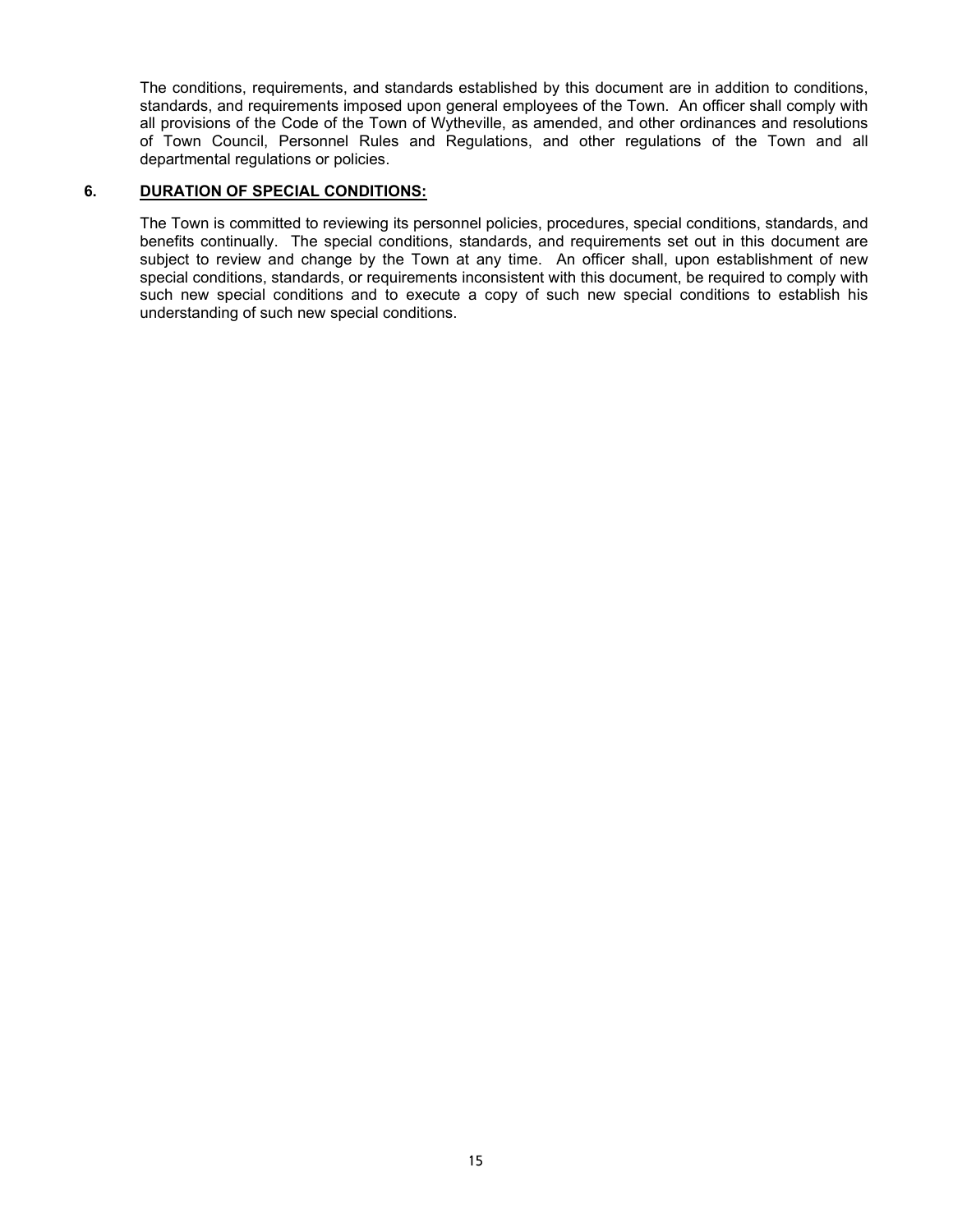The conditions, requirements, and standards established by this document are in addition to conditions, standards, and requirements imposed upon general employees of the Town. An officer shall comply with all provisions of the Code of the Town of Wytheville, as amended, and other ordinances and resolutions of Town Council, Personnel Rules and Regulations, and other regulations of the Town and all departmental regulations or policies.

## 6. **DURATION OF SPECIAL CONDITIONS:**

The Town is committed to reviewing its personnel policies, procedures, special conditions, standards, and benefits continually. The special conditions, standards, and requirements set out in this document are subject to review and change by the Town at any time. An officer shall, upon establishment of new special conditions, standards, or requirements inconsistent with this document, be required to comply with such new special conditions and to execute a copy of such new special conditions to establish his understanding of such new special conditions.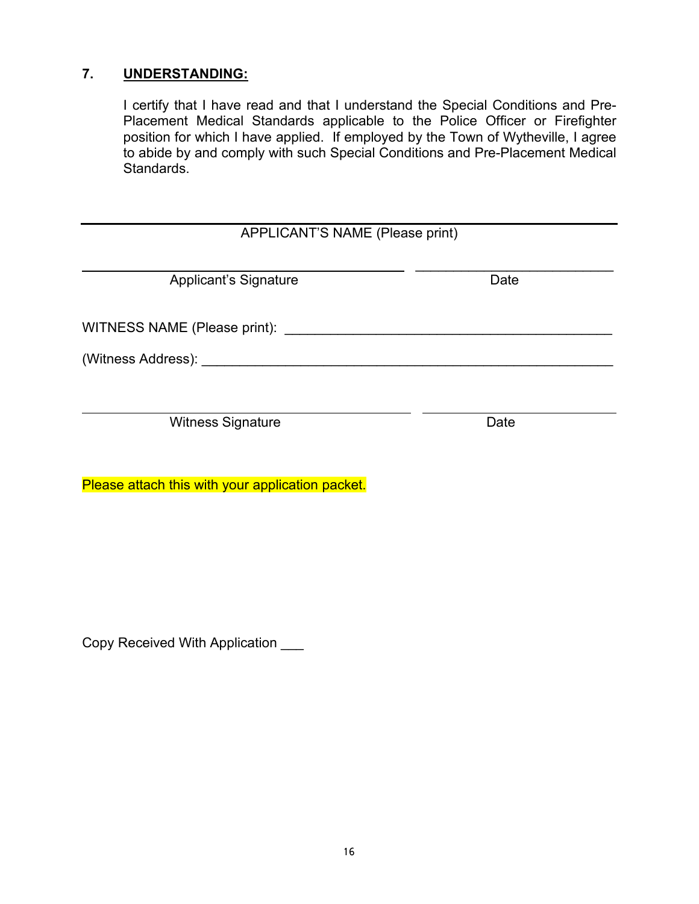## 7. UNDERSTANDING:

I certify that I have read and that I understand the Special Conditions and Pre-Placement Medical Standards applicable to the Police Officer or Firefighter position for which I have applied. If employed by the Town of Wytheville, I agree to abide by and comply with such Special Conditions and Pre-Placement Medical Standards.

______________________________________________
APPLICANT'S NAME (Please print)

______________________________ ______________________
Applicant's Signature Date

WITNESS NAME (Please print): ________________________________________

(Witness Address): ____________________________________________________

______________________________ ______________________
Witness Signature Date

Please attach this with your application packet.

Copy Received With Application ___